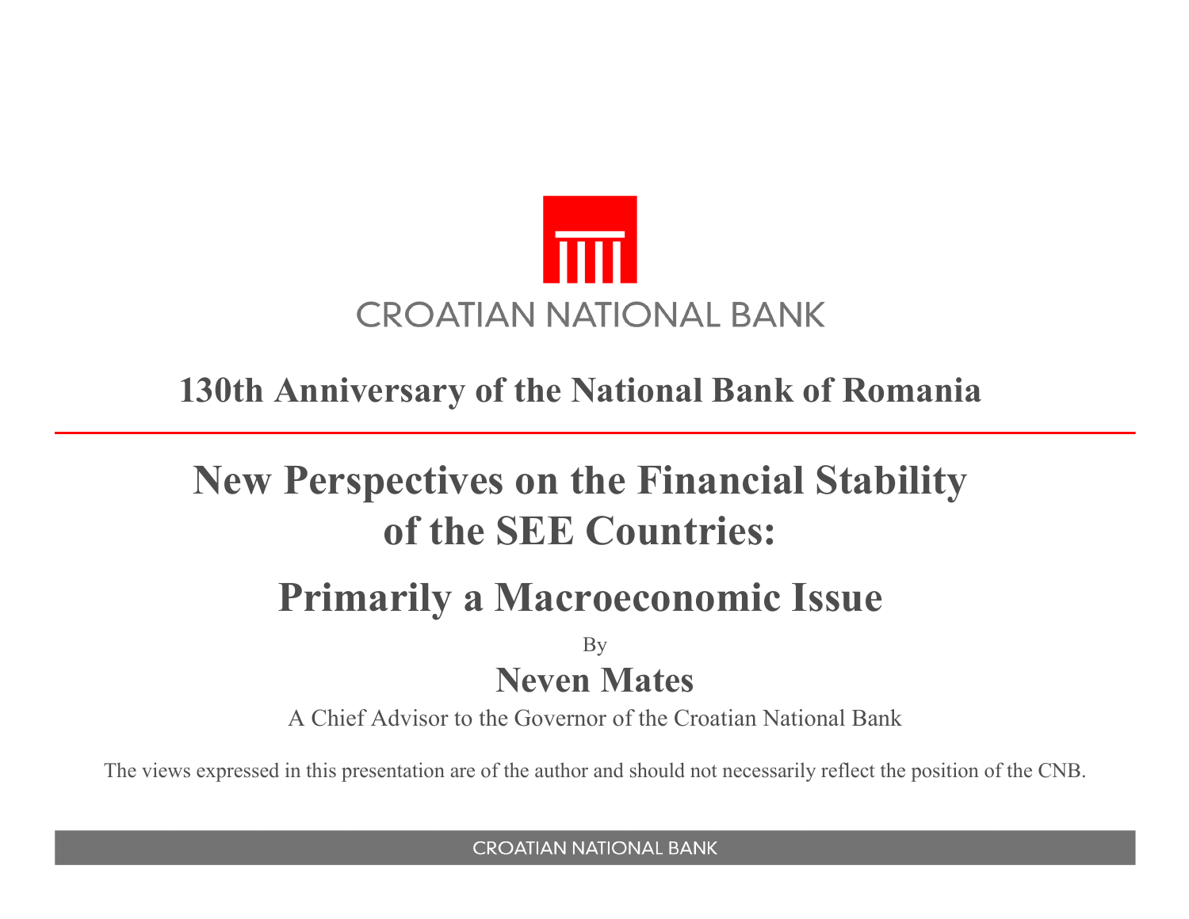CROATIAN NATIONAL BANK

## 130th Anniversary of the National Bank of Romania

# New Perspectives on the Financial Stability of the SEE Countries:

# Primarily a Macroeconomic Issue

By

**Neven Mates**

A Chief Advisor to the Governor of the Croatian National Bank

The views expressed in this presentation are of the author and should not necessarily reflect the position of the CNB.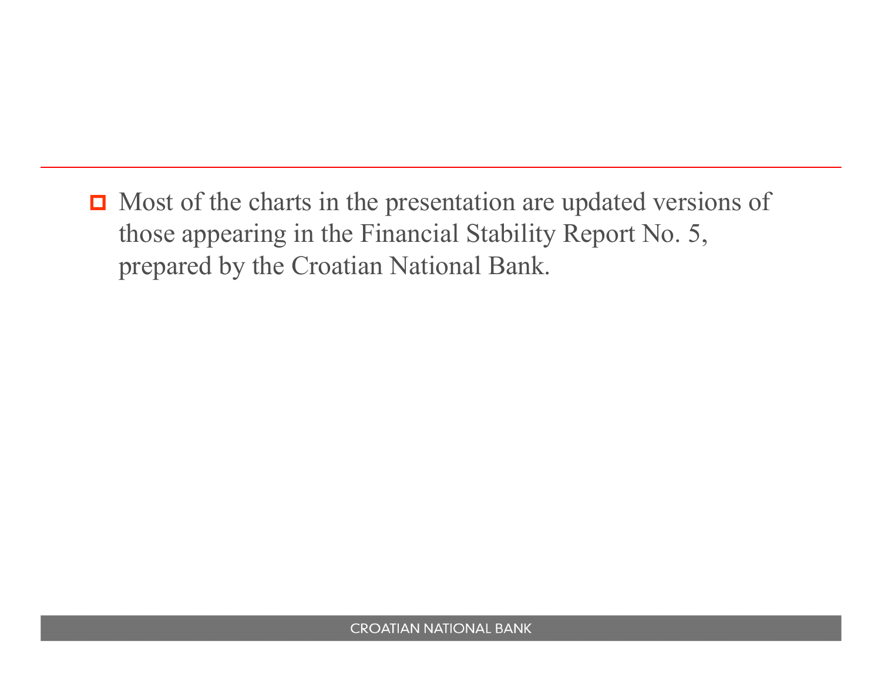- Most of the charts in the presentation are updated versions of those appearing in the Financial Stability Report No. 5, prepared by the Croatian National Bank.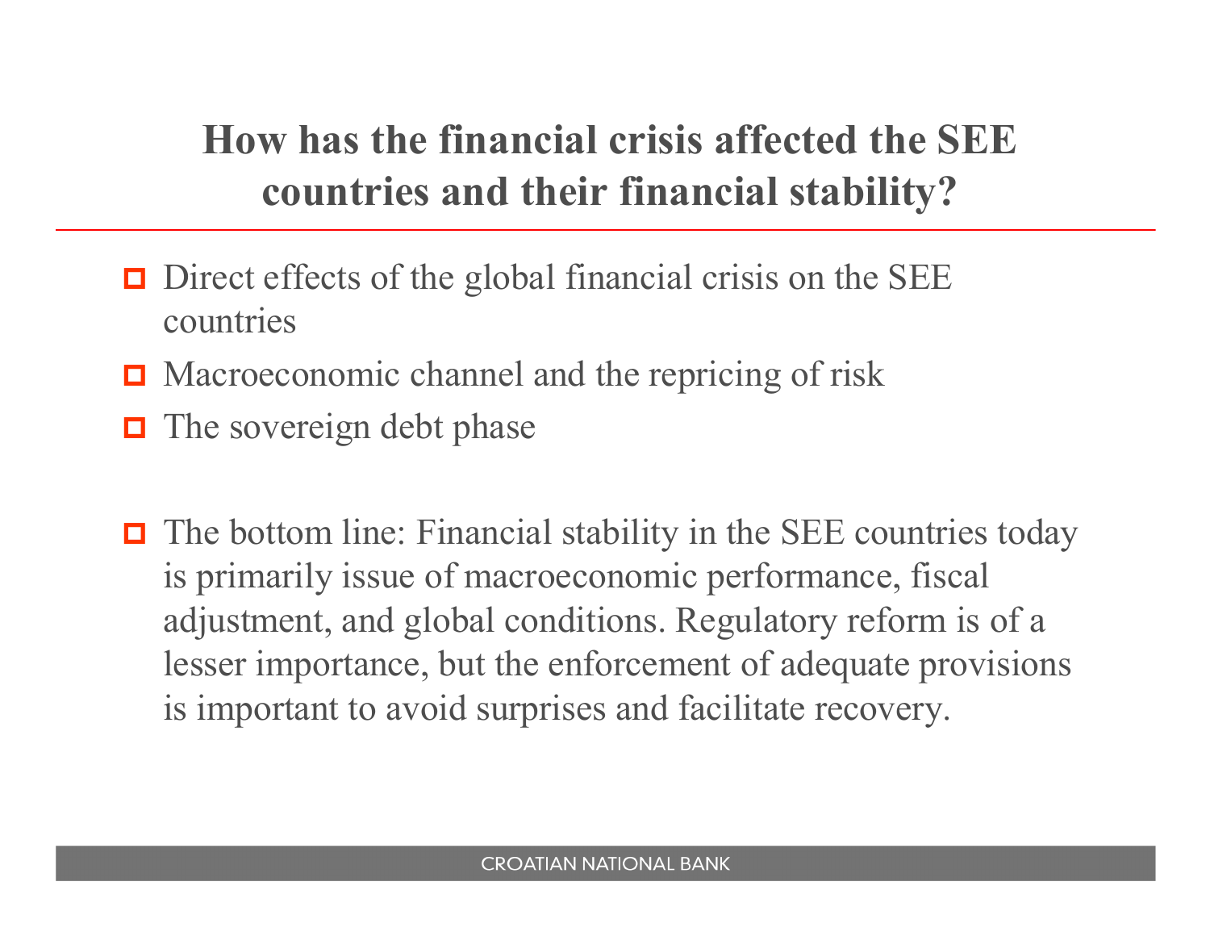# How has the financial crisis affected the SEE countries and their financial stability?

- Direct effects of the global financial crisis on the SEE countries
- Macroeconomic channel and the repricing of risk
- The sovereign debt phase

- The bottom line: Financial stability in the SEE countries today is primarily issue of macroeconomic performance, fiscal adjustment, and global conditions. Regulatory reform is of a lesser importance, but the enforcement of adequate provisions is important to avoid surprises and facilitate recovery.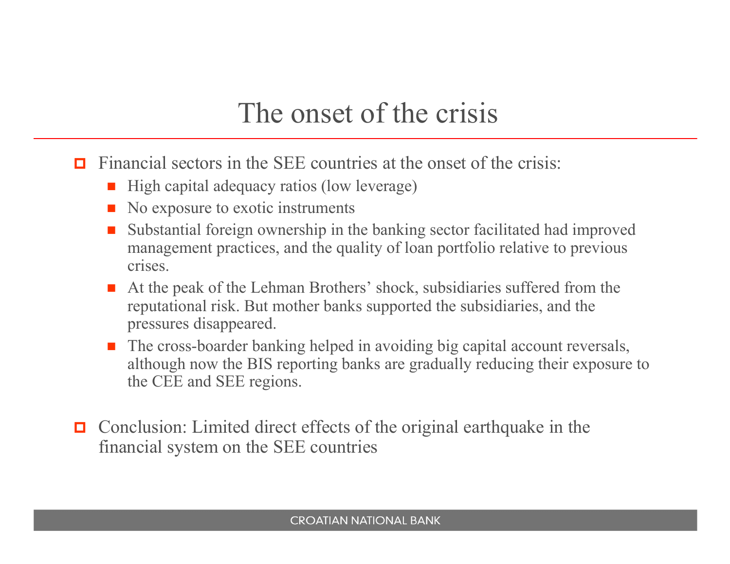# The onset of the crisis

- Financial sectors in the SEE countries at the onset of the crisis:
  - High capital adequacy ratios (low leverage)
  - No exposure to exotic instruments
  - Substantial foreign ownership in the banking sector facilitated had improved management practices, and the quality of loan portfolio relative to previous crises.
  - At the peak of the Lehman Brothers' shock, subsidiaries suffered from the reputational risk. But mother banks supported the subsidiaries, and the pressures disappeared.
  - The cross-boarder banking helped in avoiding big capital account reversals, although now the BIS reporting banks are gradually reducing their exposure to the CEE and SEE regions.

- Conclusion: Limited direct effects of the original earthquake in the financial system on the SEE countries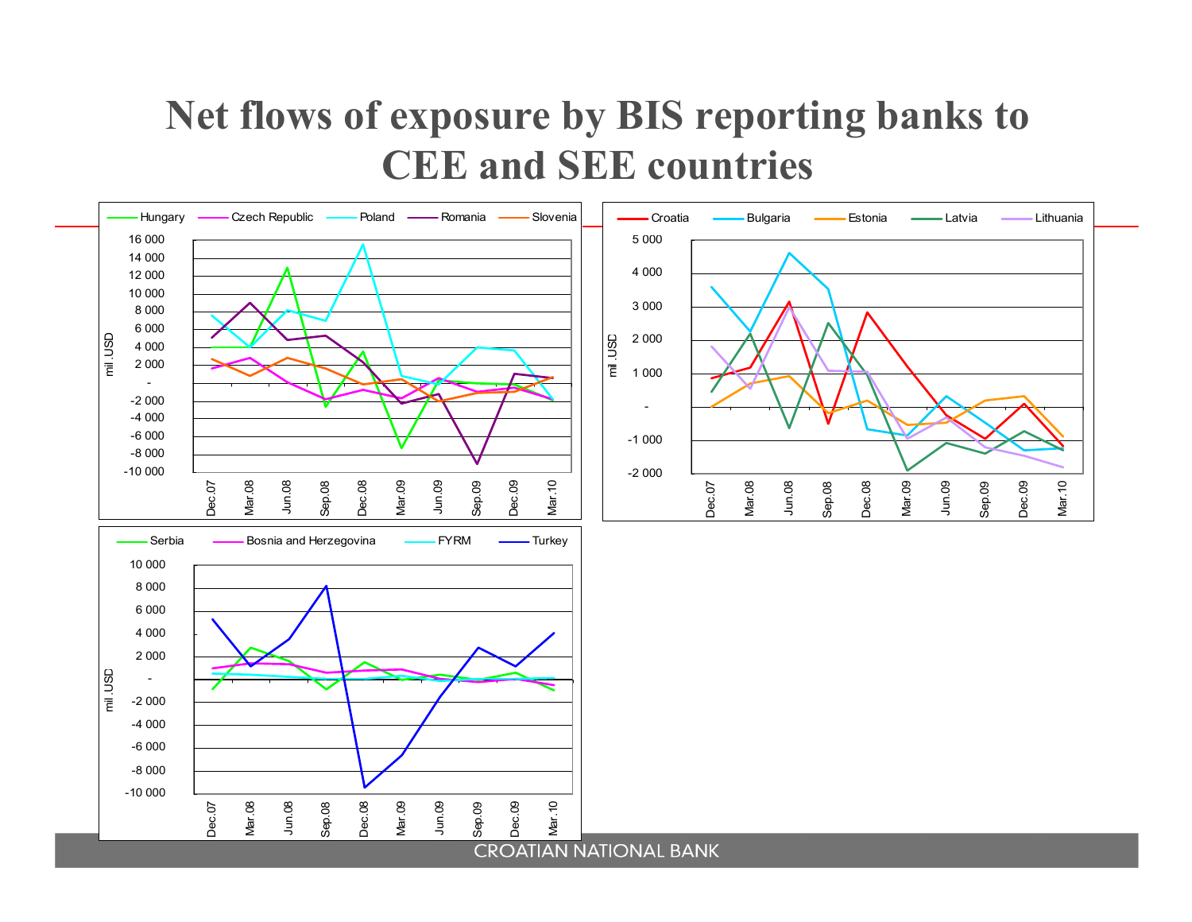# Net flows of exposure by BIS reporting banks to CEE and SEE countries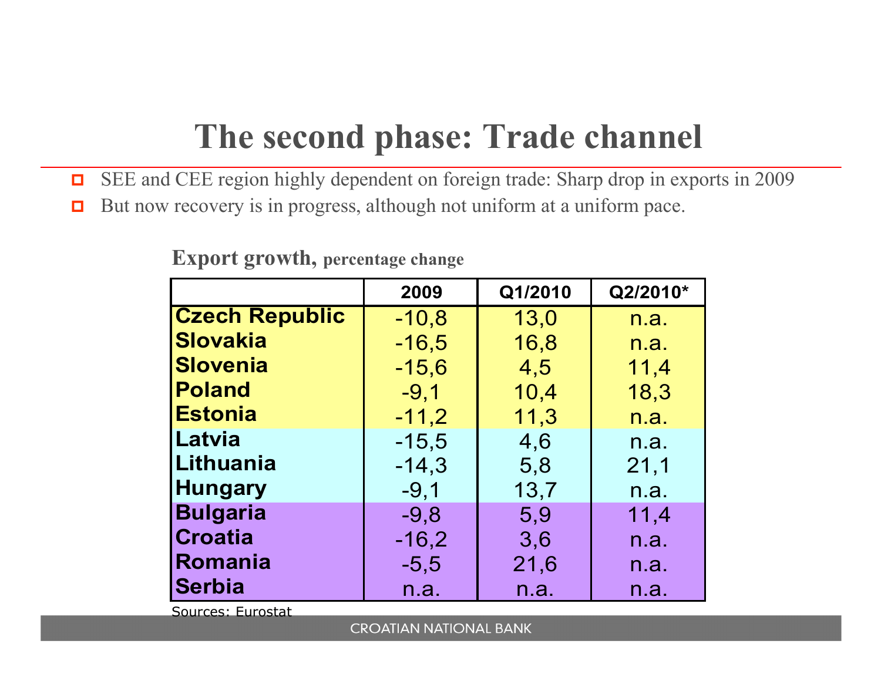# The second phase: Trade channel

- SEE and CEE region highly dependent on foreign trade: Sharp drop in exports in 2009
- But now recovery is in progress, although not uniform at a uniform pace.

**Export growth,** percentage change

| | 2009 | Q1/2010 | Q2/2010* |
|---|---|---|---|
| **Czech Republic** | -10,8 | 13,0 | n.a. |
| **Slovakia** | -16,5 | 16,8 | n.a. |
| **Slovenia** | -15,6 | 4,5 | 11,4 |
| **Poland** | -9,1 | 10,4 | 18,3 |
| **Estonia** | -11,2 | 11,3 | n.a. |
| **Latvia** | -15,5 | 4,6 | n.a. |
| **Lithuania** | -14,3 | 5,8 | 21,1 |
| **Hungary** | -9,1 | 13,7 | n.a. |
| **Bulgaria** | -9,8 | 5,9 | 11,4 |
| **Croatia** | -16,2 | 3,6 | n.a. |
| **Romania** | -5,5 | 21,6 | n.a. |
| **Serbia** | n.a. | n.a. | n.a. |

Sources: Eurostat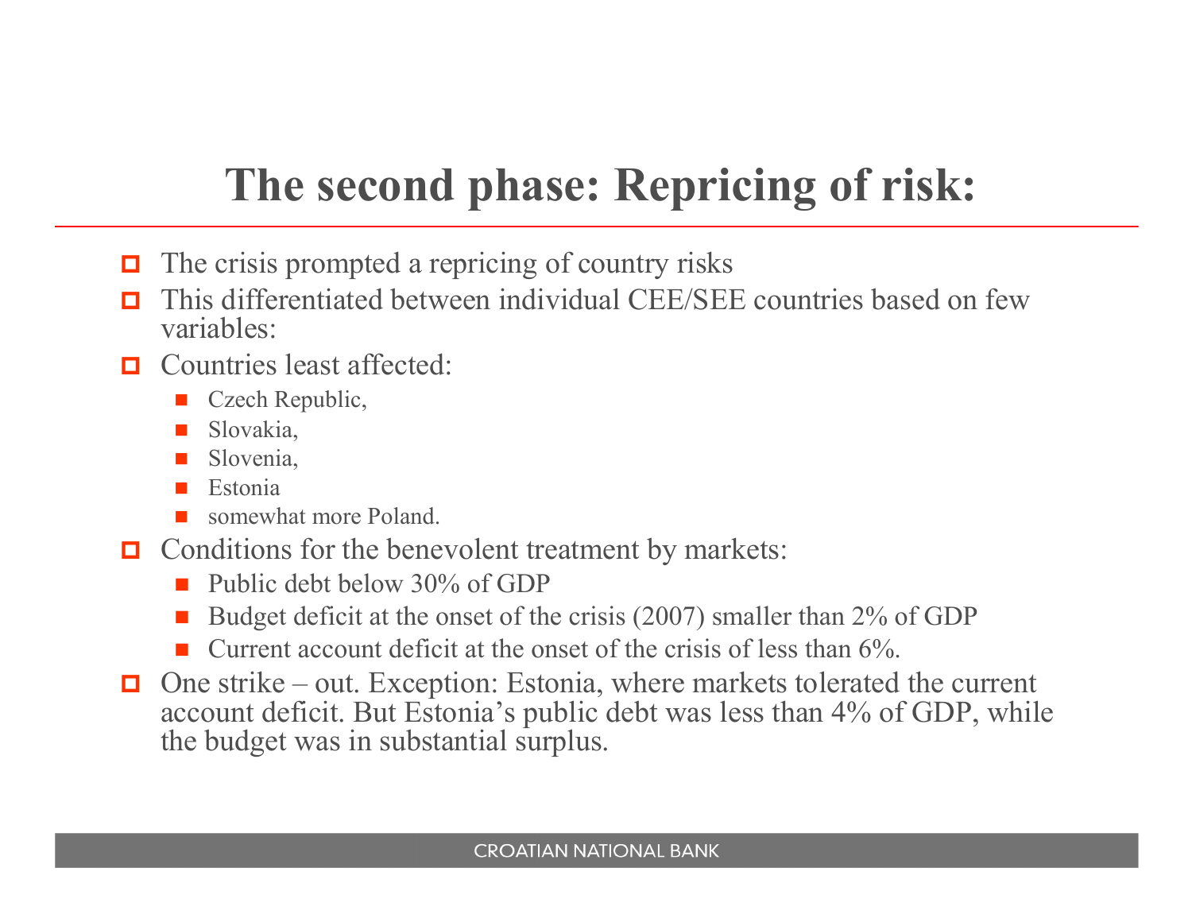# The second phase: Repricing of risk:

- The crisis prompted a repricing of country risks
- This differentiated between individual CEE/SEE countries based on few variables:
- Countries least affected:
  - Czech Republic,
  - Slovakia,
  - Slovenia,
  - Estonia
  - somewhat more Poland.
- Conditions for the benevolent treatment by markets:
  - Public debt below 30% of GDP
  - Budget deficit at the onset of the crisis (2007) smaller than 2% of GDP
  - Current account deficit at the onset of the crisis of less than 6%.
- One strike – out. Exception: Estonia, where markets tolerated the current account deficit. But Estonia's public debt was less than 4% of GDP, while the budget was in substantial surplus.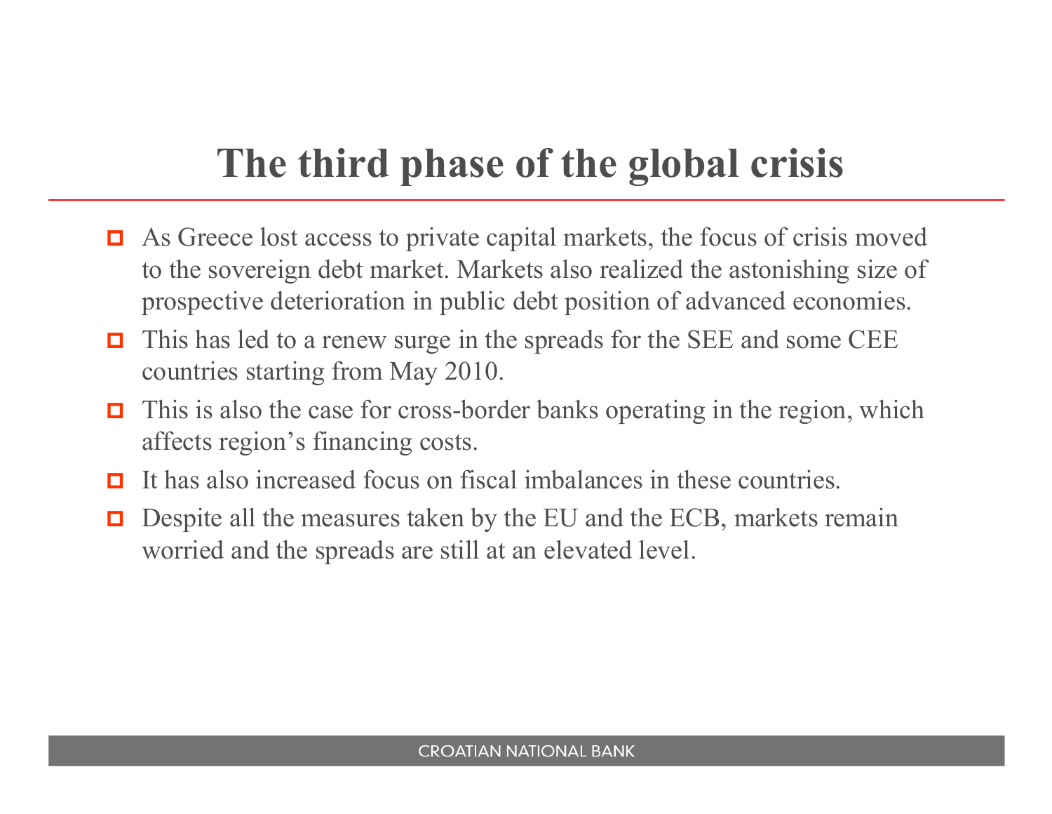# The third phase of the global crisis

- As Greece lost access to private capital markets, the focus of crisis moved to the sovereign debt market. Markets also realized the astonishing size of prospective deterioration in public debt position of advanced economies.
- This has led to a renew surge in the spreads for the SEE and some CEE countries starting from May 2010.
- This is also the case for cross-border banks operating in the region, which affects region's financing costs.
- It has also increased focus on fiscal imbalances in these countries.
- Despite all the measures taken by the EU and the ECB, markets remain worried and the spreads are still at an elevated level.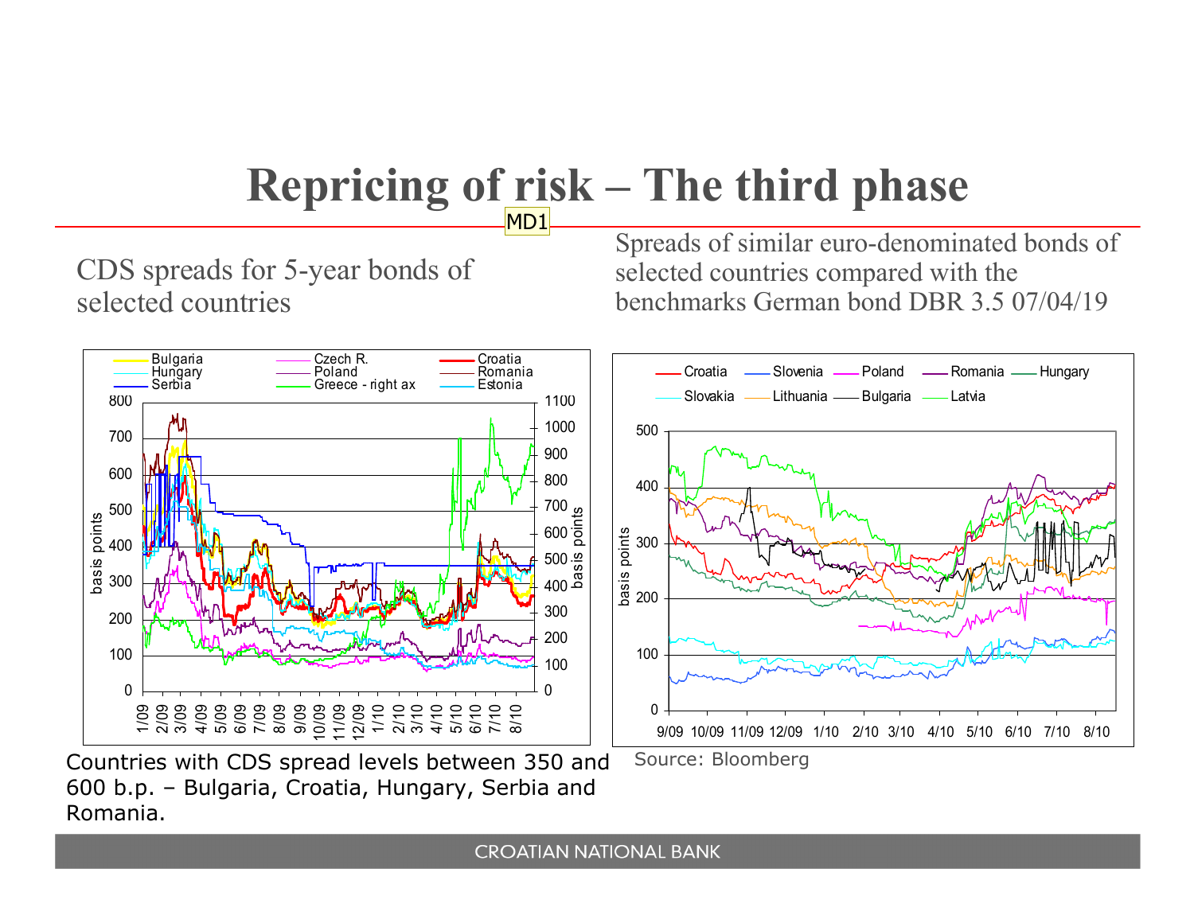# Repricing of risk – The third phase

MD1

CDS spreads for 5-year bonds of selected countries

Spreads of similar euro-denominated bonds of selected countries compared with the benchmarks German bond DBR 3.5 07/04/19

Countries with CDS spread levels between 350 and 600 b.p. – Bulgaria, Croatia, Hungary, Serbia and Romania.

Source: Bloomberg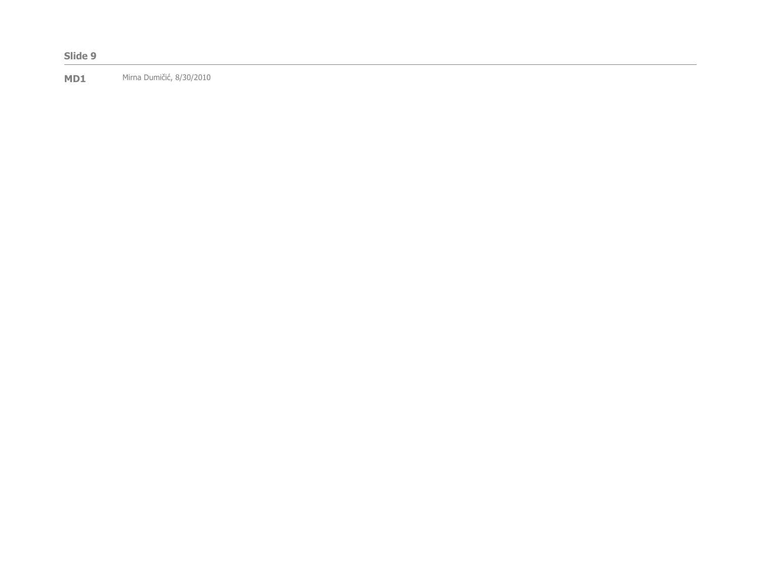**Slide 9**

---

**MD1** Mirna Dumičić, 8/30/2010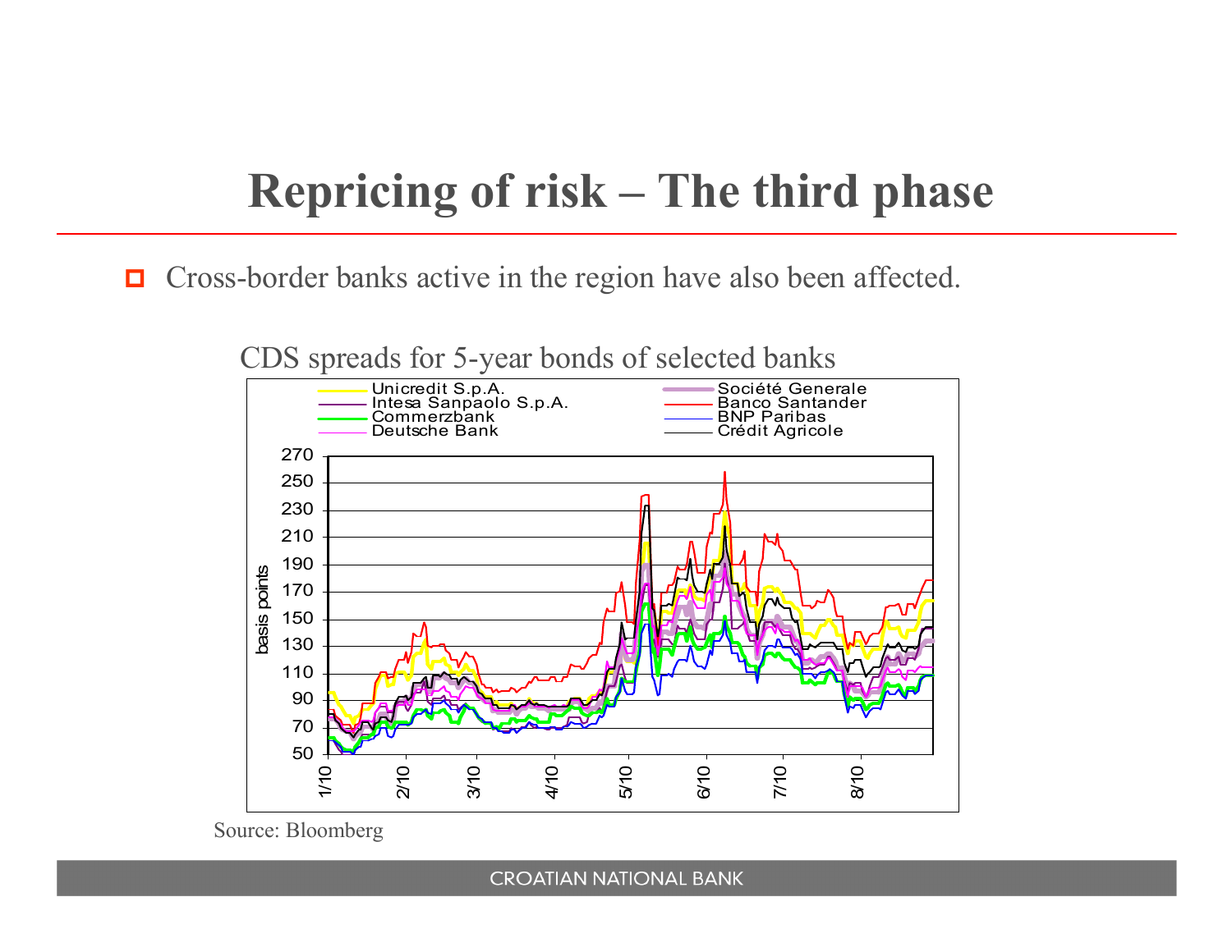# Repricing of risk – The third phase

- Cross-border banks active in the region have also been affected.

CDS spreads for 5-year bonds of selected banks

Unicredit S.p.A.
Intesa Sanpaolo S.p.A.
Commerzbank
Deutsche Bank
Société Generale
Banco Santander
BNP Paribas
Crédit Agricole

basis points

270
250
230
210
190
170
150
130
110
90
70
50

1/10 2/10 3/10 4/10 5/10 6/10 7/10 8/10

Source: Bloomberg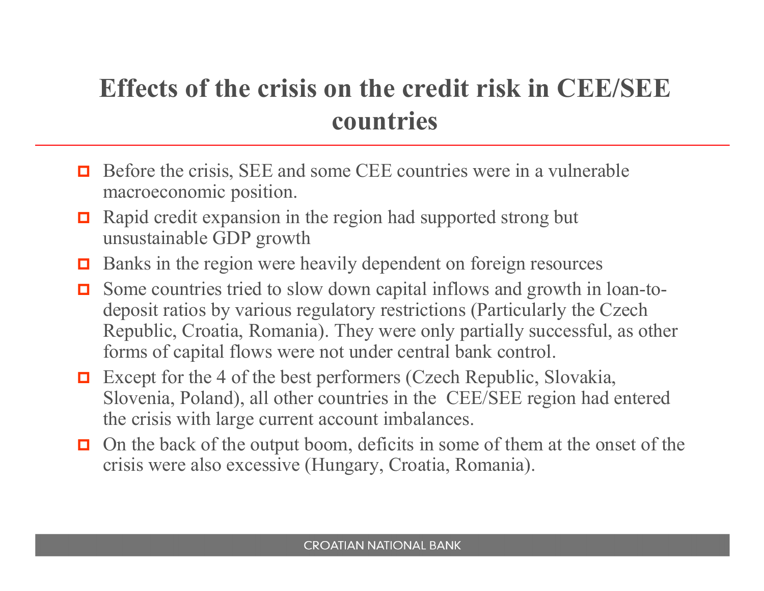# Effects of the crisis on the credit risk in CEE/SEE countries

- Before the crisis, SEE and some CEE countries were in a vulnerable macroeconomic position.
- Rapid credit expansion in the region had supported strong but unsustainable GDP growth
- Banks in the region were heavily dependent on foreign resources
- Some countries tried to slow down capital inflows and growth in loan-to-deposit ratios by various regulatory restrictions (Particularly the Czech Republic, Croatia, Romania). They were only partially successful, as other forms of capital flows were not under central bank control.
- Except for the 4 of the best performers (Czech Republic, Slovakia, Slovenia, Poland), all other countries in the CEE/SEE region had entered the crisis with large current account imbalances.
- On the back of the output boom, deficits in some of them at the onset of the crisis were also excessive (Hungary, Croatia, Romania).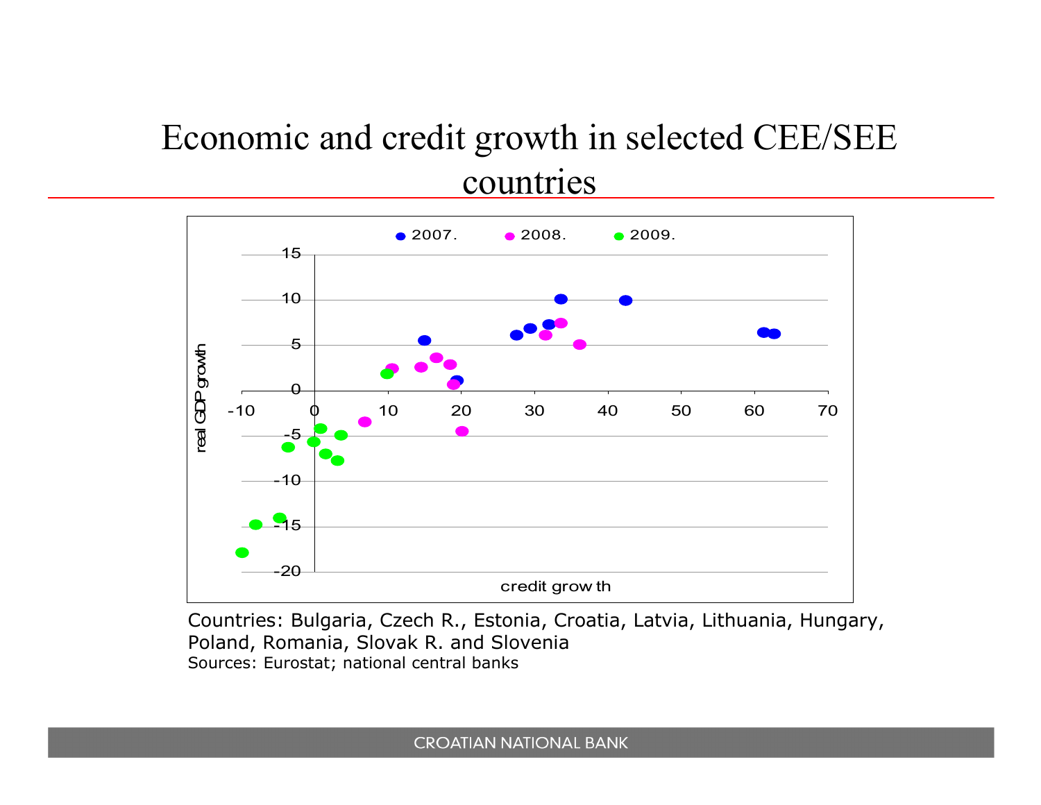# Economic and credit growth in selected CEE/SEE countries

Countries: Bulgaria, Czech R., Estonia, Croatia, Latvia, Lithuania, Hungary, Poland, Romania, Slovak R. and Slovenia

Sources: Eurostat; national central banks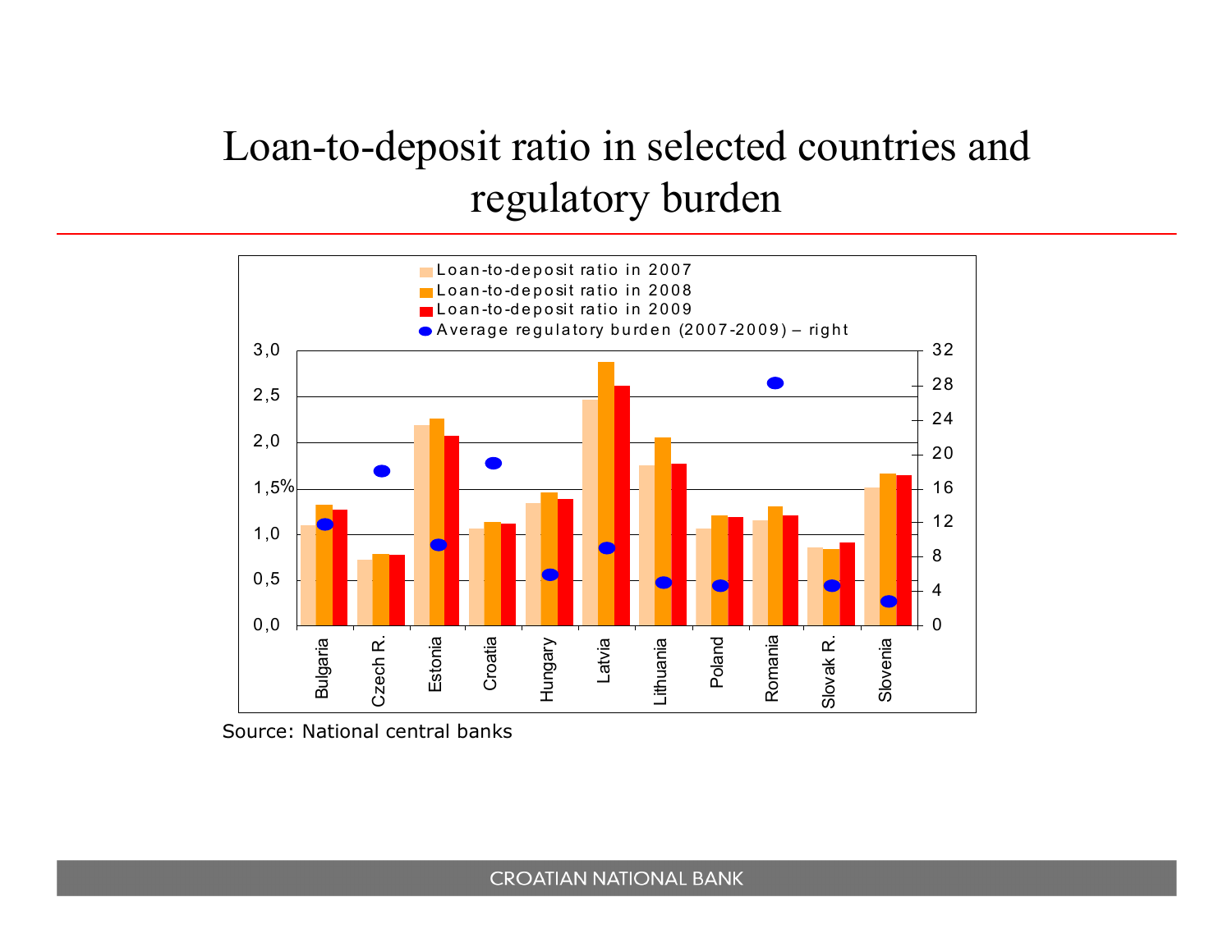# Loan-to-deposit ratio in selected countries and regulatory burden

Source: National central banks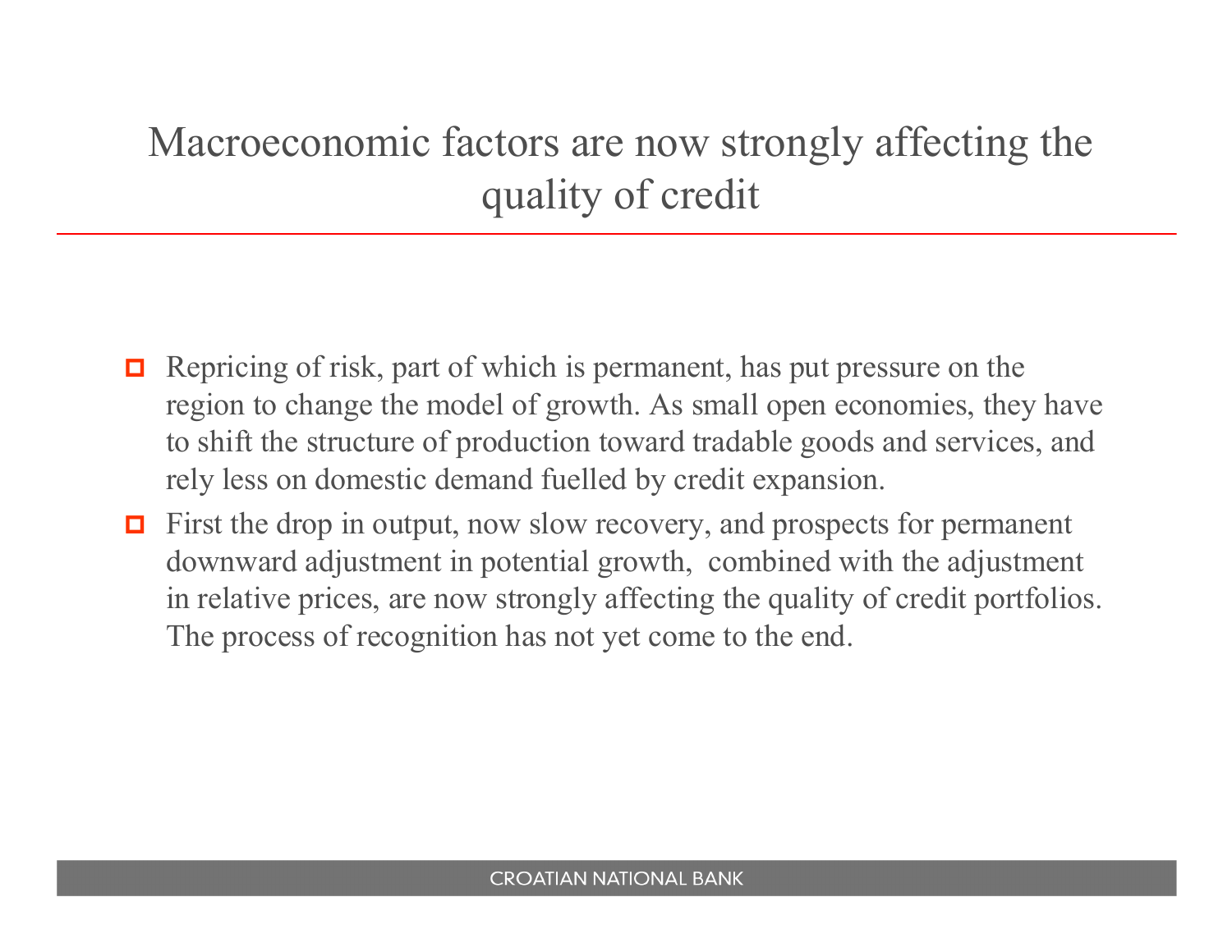# Macroeconomic factors are now strongly affecting the quality of credit

- Repricing of risk, part of which is permanent, has put pressure on the region to change the model of growth. As small open economies, they have to shift the structure of production toward tradable goods and services, and rely less on domestic demand fuelled by credit expansion.
- First the drop in output, now slow recovery, and prospects for permanent downward adjustment in potential growth, combined with the adjustment in relative prices, are now strongly affecting the quality of credit portfolios. The process of recognition has not yet come to the end.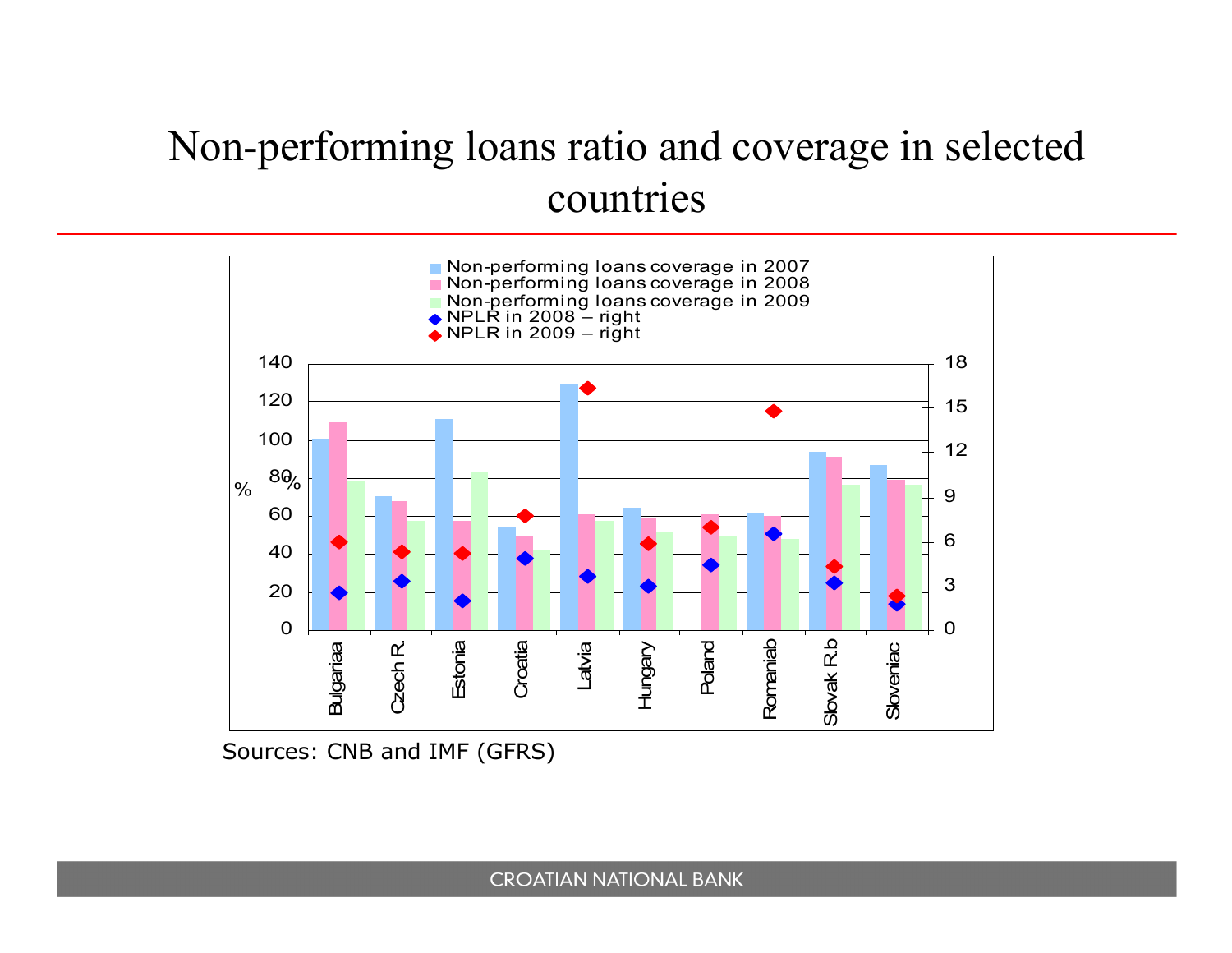# Non-performing loans ratio and coverage in selected countries

Sources: CNB and IMF (GFRS)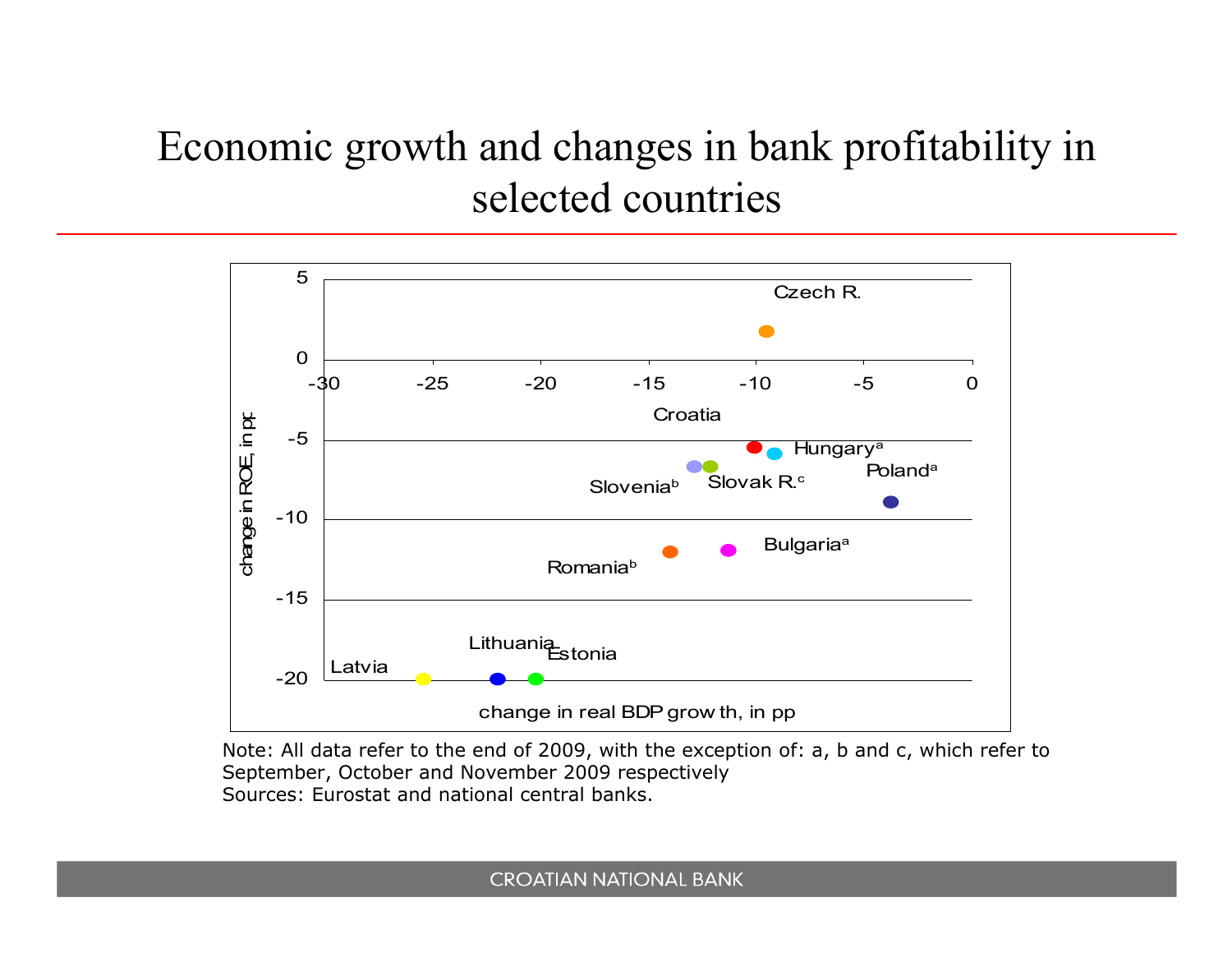# Economic growth and changes in bank profitability in selected countries

| Country | change in real BDP growth, in pp (approx.) | change in ROE, in pp (approx.) |
|---|---|---|
| Czech R. | -9.6 | 1.8 |
| Croatia | -10 | -5.4 |
| Hungary[a] | -9.2 | -5.8 |
| Slovenia[b] | -12.9 | -6.6 |
| Slovak R.[c] | -12.1 | -6.6 |
| Poland[a] | -3.8 | -8.9 |
| Romania[b] | -14 | -12 |
| Bulgaria[a] | -11.3 | -11.9 |
| Latvia | -25.4 | -20 |
| Lithuania | -22 | -20 |
| Estonia | -20.2 | -20 |

Note: All data refer to the end of 2009, with the exception of: a, b and c, which refer to September, October and November 2009 respectively

Sources: Eurostat and national central banks.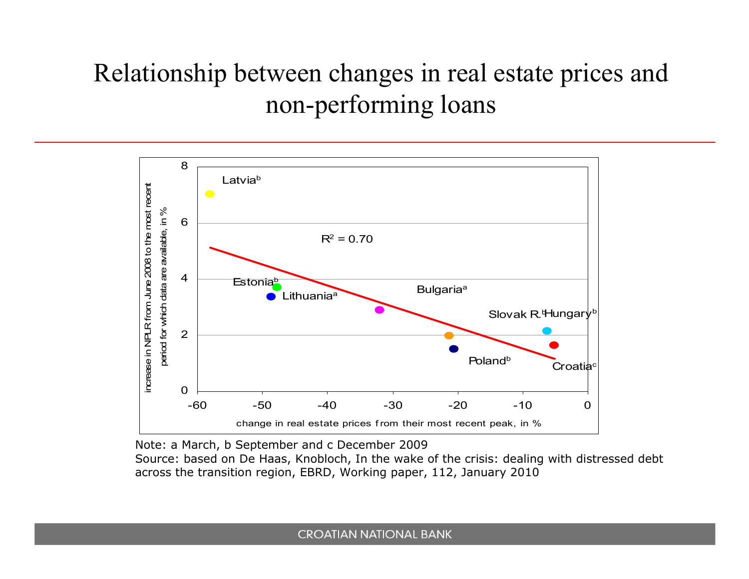# Relationship between changes in real estate prices and non-performing loans

Note: a March, b September and c December 2009

Source: based on De Haas, Knobloch, In the wake of the crisis: dealing with distressed debt across the transition region, EBRD, Working paper, 112, January 2010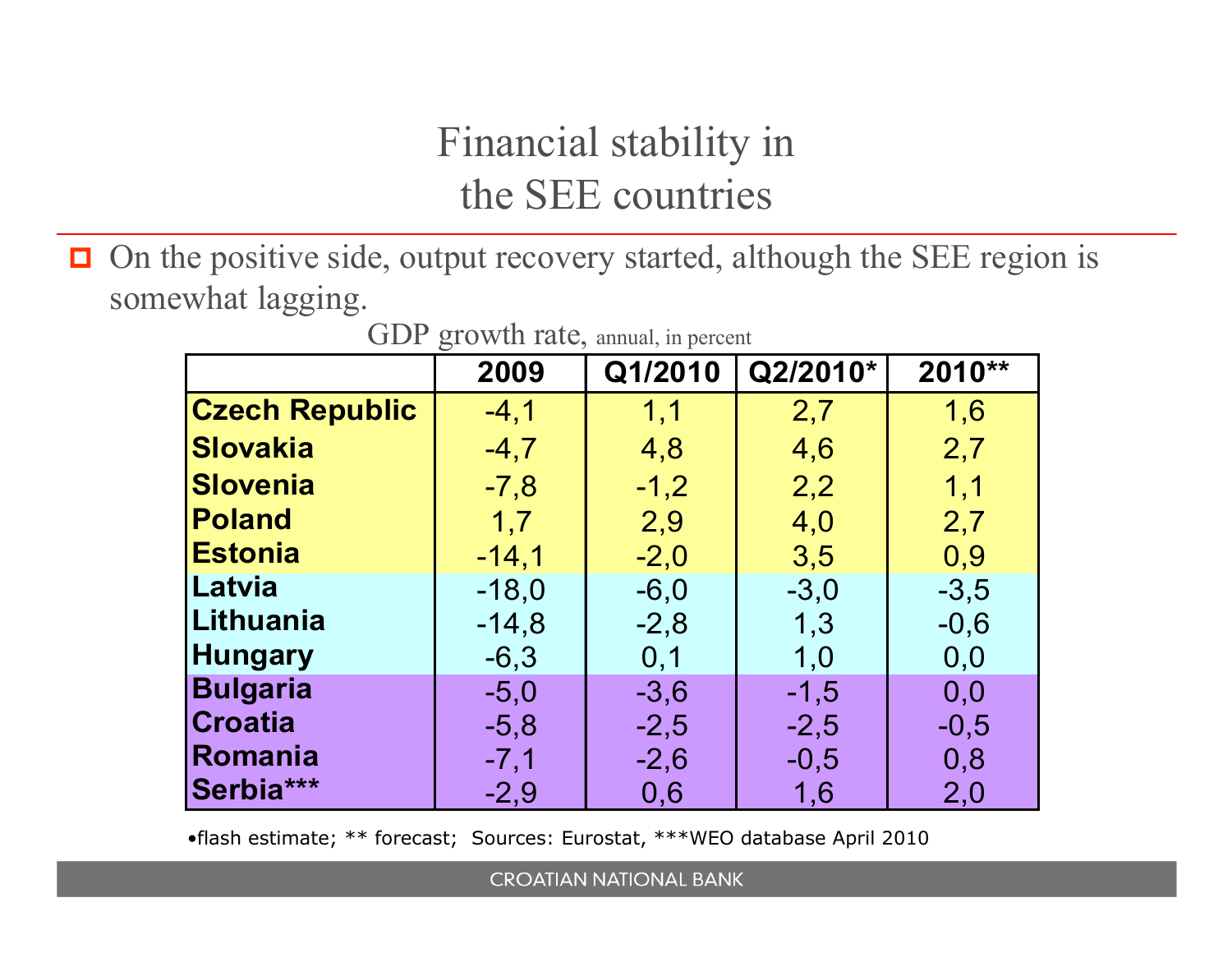# Financial stability in the SEE countries

- On the positive side, output recovery started, although the SEE region is somewhat lagging.

GDP growth rate, annual, in percent

| | 2009 | Q1/2010 | Q2/2010* | 2010** |
|---|---|---|---|---|
| **Czech Republic** | -4,1 | 1,1 | 2,7 | 1,6 |
| **Slovakia** | -4,7 | 4,8 | 4,6 | 2,7 |
| **Slovenia** | -7,8 | -1,2 | 2,2 | 1,1 |
| **Poland** | 1,7 | 2,9 | 4,0 | 2,7 |
| **Estonia** | -14,1 | -2,0 | 3,5 | 0,9 |
| **Latvia** | -18,0 | -6,0 | -3,0 | -3,5 |
| **Lithuania** | -14,8 | -2,8 | 1,3 | -0,6 |
| **Hungary** | -6,3 | 0,1 | 1,0 | 0,0 |
| **Bulgaria** | -5,0 | -3,6 | -1,5 | 0,0 |
| **Croatia** | -5,8 | -2,5 | -2,5 | -0,5 |
| **Romania** | -7,1 | -2,6 | -0,5 | 0,8 |
| **Serbia*** | -2,9 | 0,6 | 1,6 | 2,0 |

•flash estimate; ** forecast; Sources: Eurostat, ***WEO database April 2010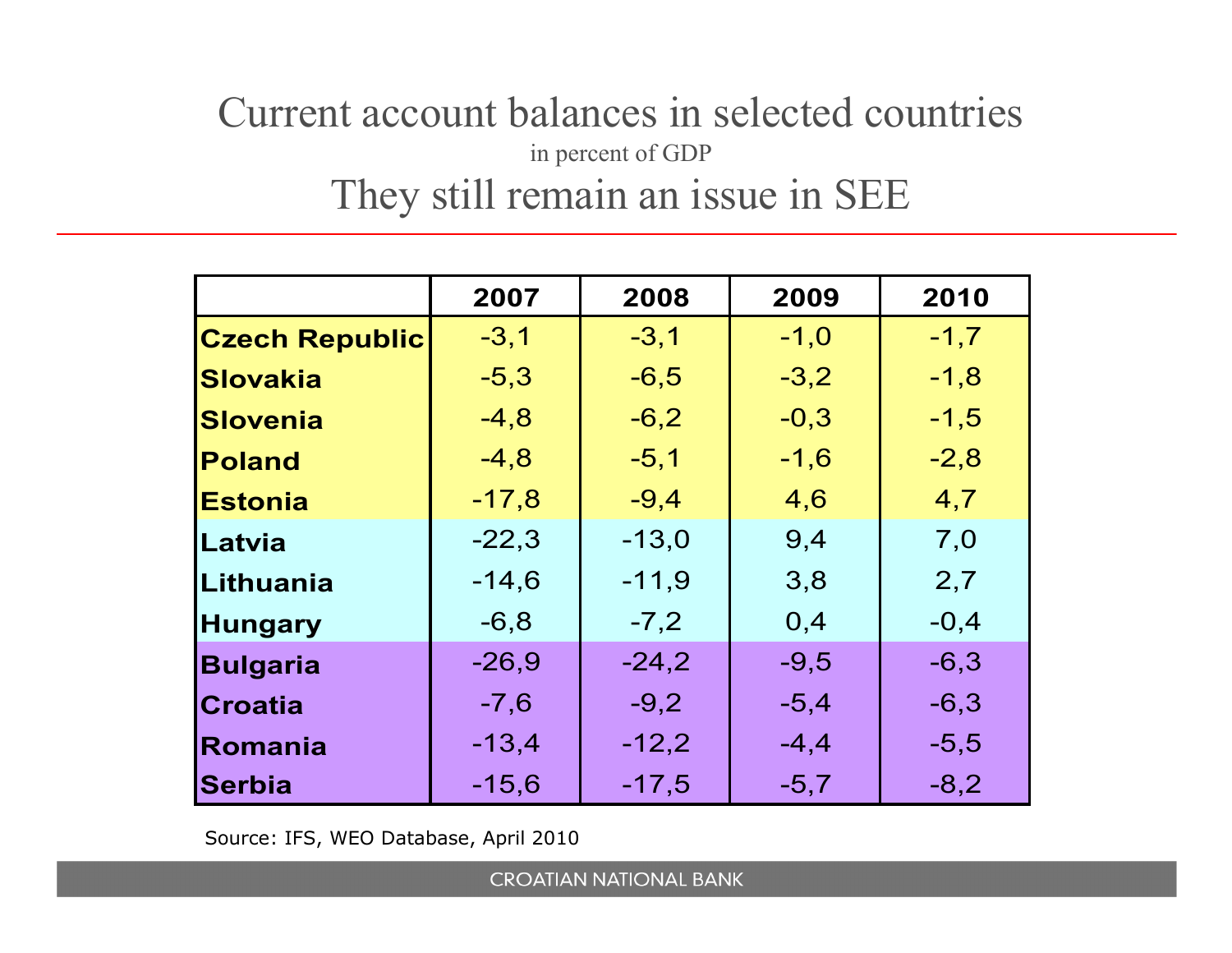# Current account balances in selected countries

in percent of GDP

## They still remain an issue in SEE

| | 2007 | 2008 | 2009 | 2010 |
|---|---|---|---|---|
| **Czech Republic** | -3,1 | -3,1 | -1,0 | -1,7 |
| **Slovakia** | -5,3 | -6,5 | -3,2 | -1,8 |
| **Slovenia** | -4,8 | -6,2 | -0,3 | -1,5 |
| **Poland** | -4,8 | -5,1 | -1,6 | -2,8 |
| **Estonia** | -17,8 | -9,4 | 4,6 | 4,7 |
| **Latvia** | -22,3 | -13,0 | 9,4 | 7,0 |
| **Lithuania** | -14,6 | -11,9 | 3,8 | 2,7 |
| **Hungary** | -6,8 | -7,2 | 0,4 | -0,4 |
| **Bulgaria** | -26,9 | -24,2 | -9,5 | -6,3 |
| **Croatia** | -7,6 | -9,2 | -5,4 | -6,3 |
| **Romania** | -13,4 | -12,2 | -4,4 | -5,5 |
| **Serbia** | -15,6 | -17,5 | -5,7 | -8,2 |

Source: IFS, WEO Database, April 2010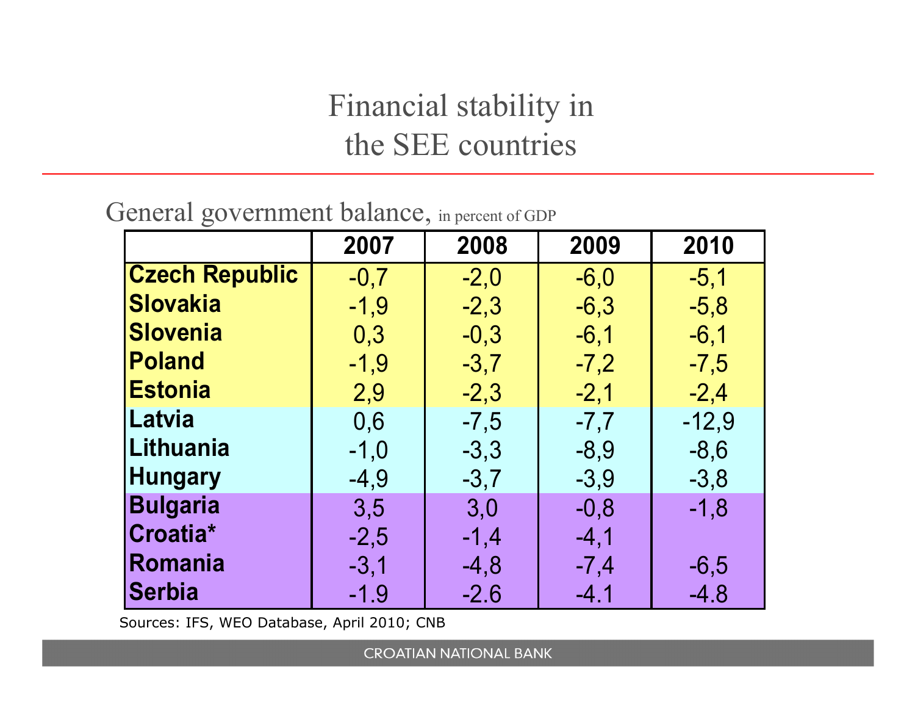# Financial stability in the SEE countries

General government balance, in percent of GDP

| | 2007 | 2008 | 2009 | 2010 |
|---|---|---|---|---|
| **Czech Republic** | -0,7 | -2,0 | -6,0 | -5,1 |
| **Slovakia** | -1,9 | -2,3 | -6,3 | -5,8 |
| **Slovenia** | 0,3 | -0,3 | -6,1 | -6,1 |
| **Poland** | -1,9 | -3,7 | -7,2 | -7,5 |
| **Estonia** | 2,9 | -2,3 | -2,1 | -2,4 |
| **Latvia** | 0,6 | -7,5 | -7,7 | -12,9 |
| **Lithuania** | -1,0 | -3,3 | -8,9 | -8,6 |
| **Hungary** | -4,9 | -3,7 | -3,9 | -3,8 |
| **Bulgaria** | 3,5 | 3,0 | -0,8 | -1,8 |
| **Croatia*** | -2,5 | -1,4 | -4,1 | |
| **Romania** | -3,1 | -4,8 | -7,4 | -6,5 |
| **Serbia** | -1.9 | -2.6 | -4.1 | -4.8 |

Sources: IFS, WEO Database, April 2010; CNB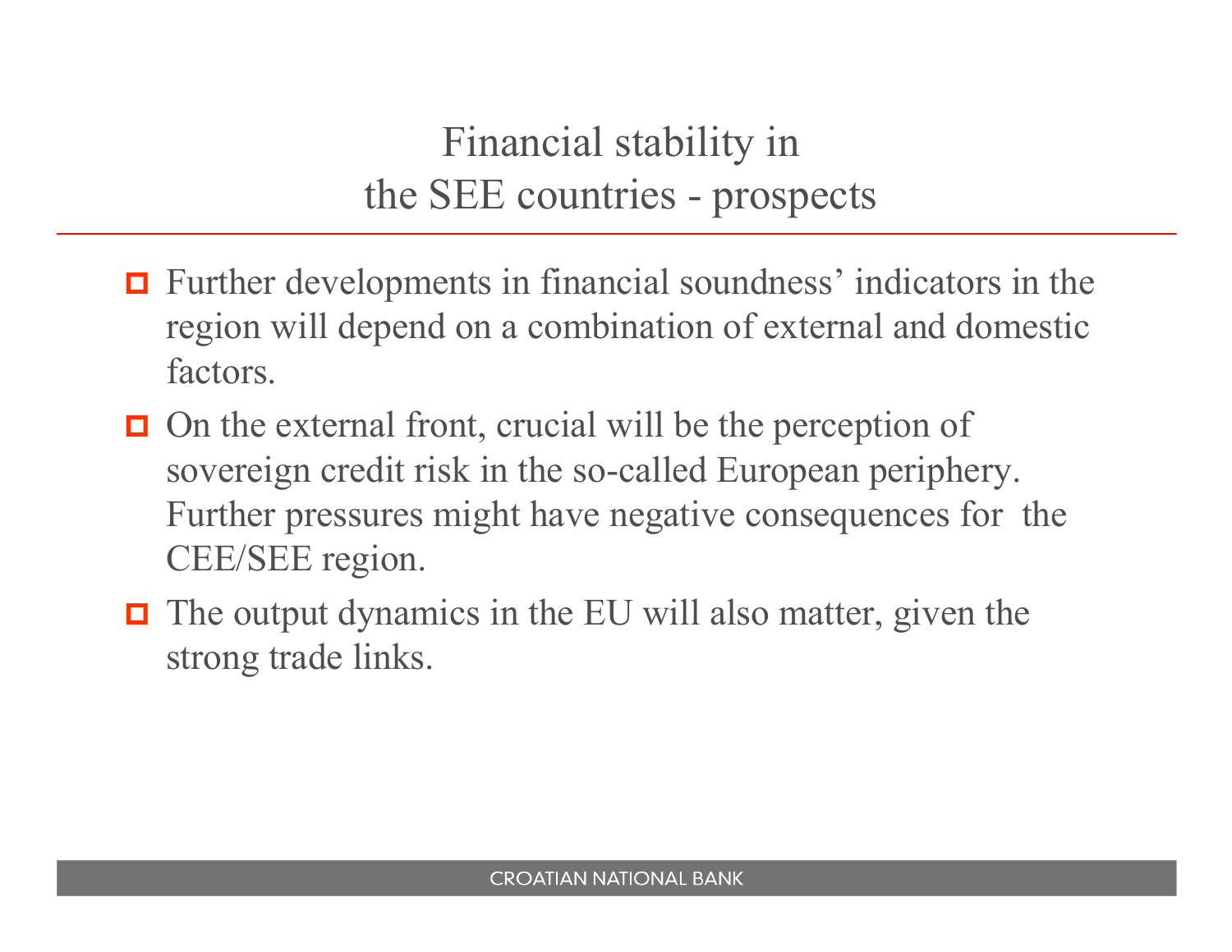# Financial stability in the SEE countries - prospects

- Further developments in financial soundness' indicators in the region will depend on a combination of external and domestic factors.
- On the external front, crucial will be the perception of sovereign credit risk in the so-called European periphery. Further pressures might have negative consequences for the CEE/SEE region.
- The output dynamics in the EU will also matter, given the strong trade links.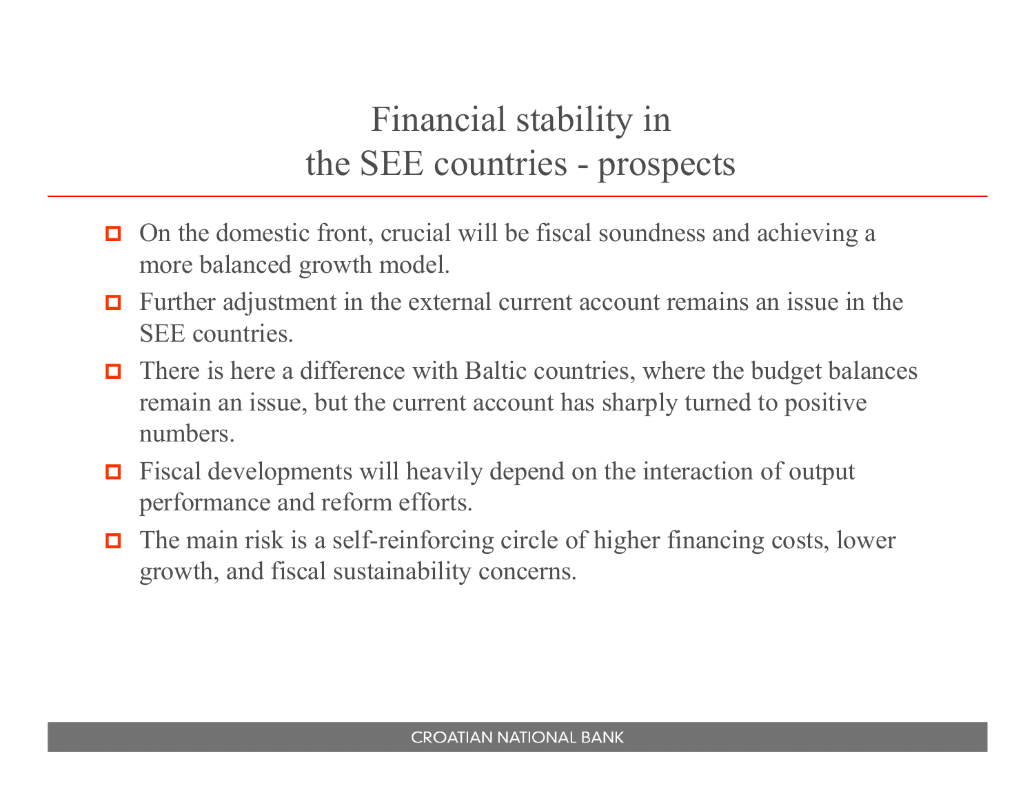# Financial stability in the SEE countries - prospects

- On the domestic front, crucial will be fiscal soundness and achieving a more balanced growth model.
- Further adjustment in the external current account remains an issue in the SEE countries.
- There is here a difference with Baltic countries, where the budget balances remain an issue, but the current account has sharply turned to positive numbers.
- Fiscal developments will heavily depend on the interaction of output performance and reform efforts.
- The main risk is a self-reinforcing circle of higher financing costs, lower growth, and fiscal sustainability concerns.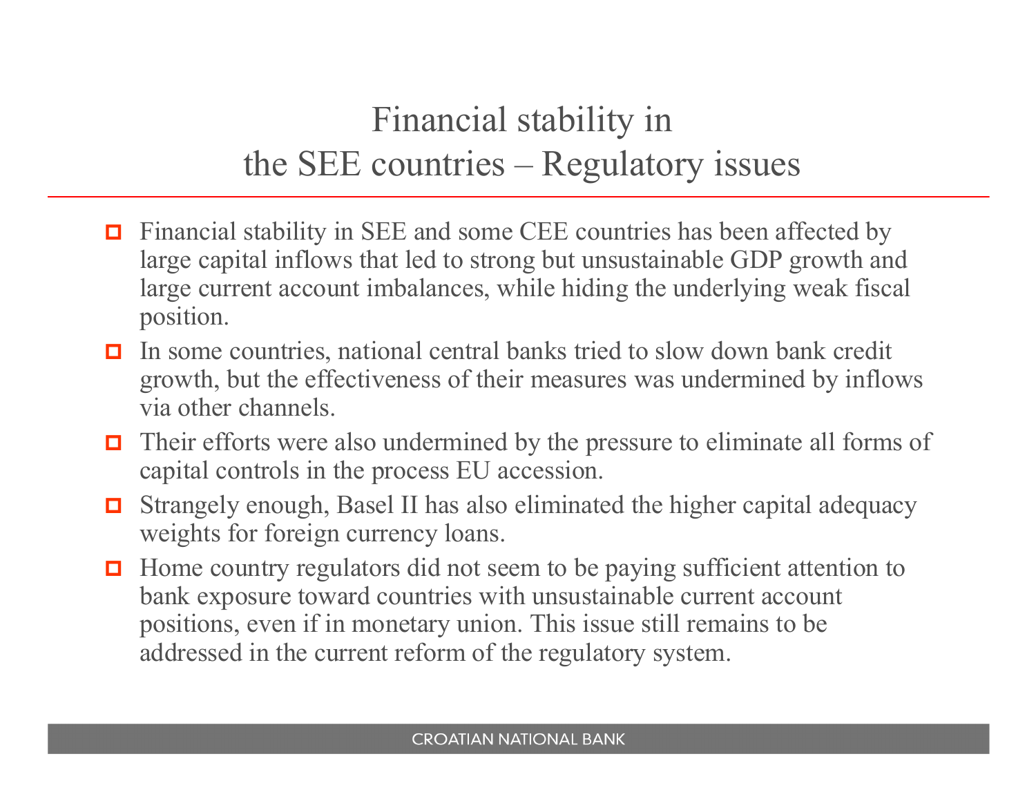# Financial stability in the SEE countries – Regulatory issues

- Financial stability in SEE and some CEE countries has been affected by large capital inflows that led to strong but unsustainable GDP growth and large current account imbalances, while hiding the underlying weak fiscal position.
- In some countries, national central banks tried to slow down bank credit growth, but the effectiveness of their measures was undermined by inflows via other channels.
- Their efforts were also undermined by the pressure to eliminate all forms of capital controls in the process EU accession.
- Strangely enough, Basel II has also eliminated the higher capital adequacy weights for foreign currency loans.
- Home country regulators did not seem to be paying sufficient attention to bank exposure toward countries with unsustainable current account positions, even if in monetary union. This issue still remains to be addressed in the current reform of the regulatory system.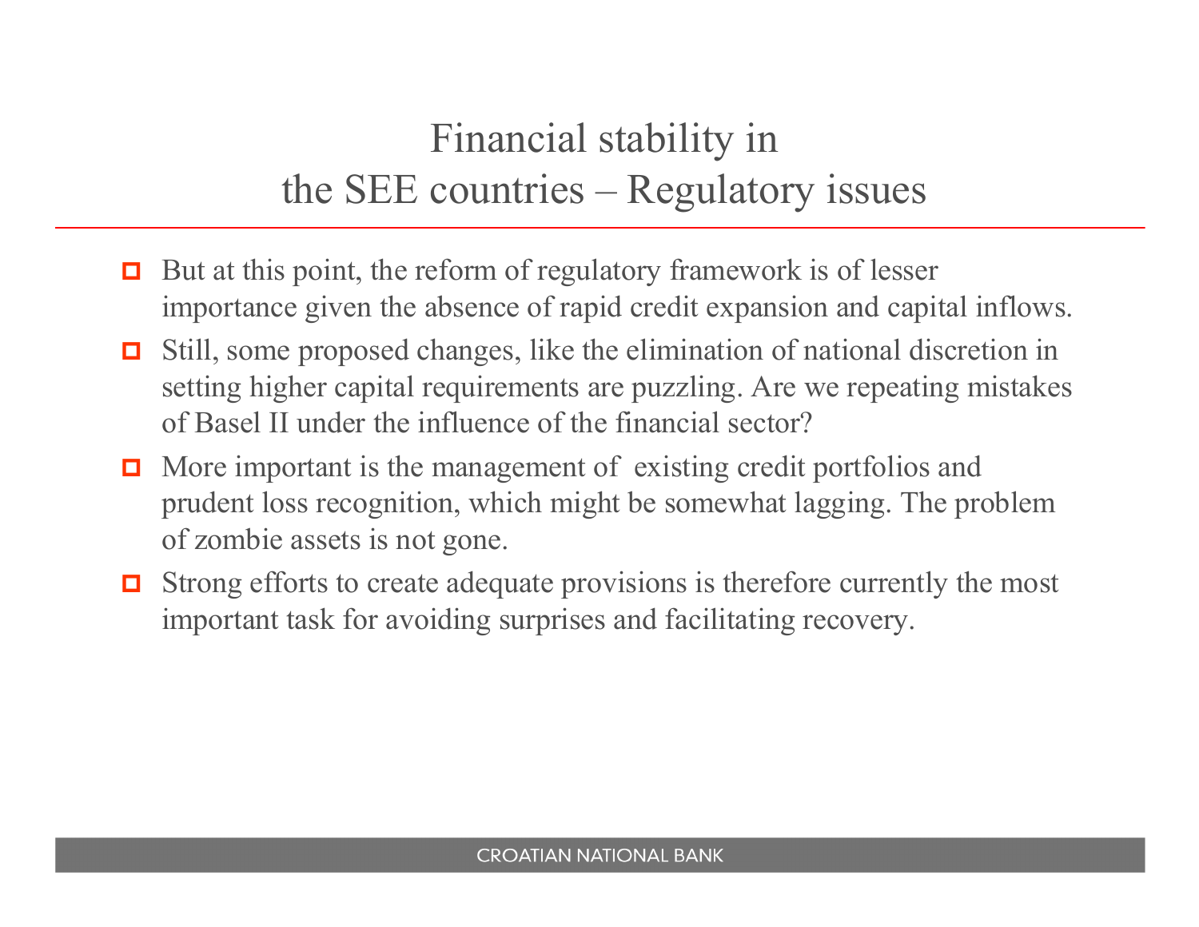# Financial stability in the SEE countries – Regulatory issues

- But at this point, the reform of regulatory framework is of lesser importance given the absence of rapid credit expansion and capital inflows.
- Still, some proposed changes, like the elimination of national discretion in setting higher capital requirements are puzzling. Are we repeating mistakes of Basel II under the influence of the financial sector?
- More important is the management of existing credit portfolios and prudent loss recognition, which might be somewhat lagging. The problem of zombie assets is not gone.
- Strong efforts to create adequate provisions is therefore currently the most important task for avoiding surprises and facilitating recovery.